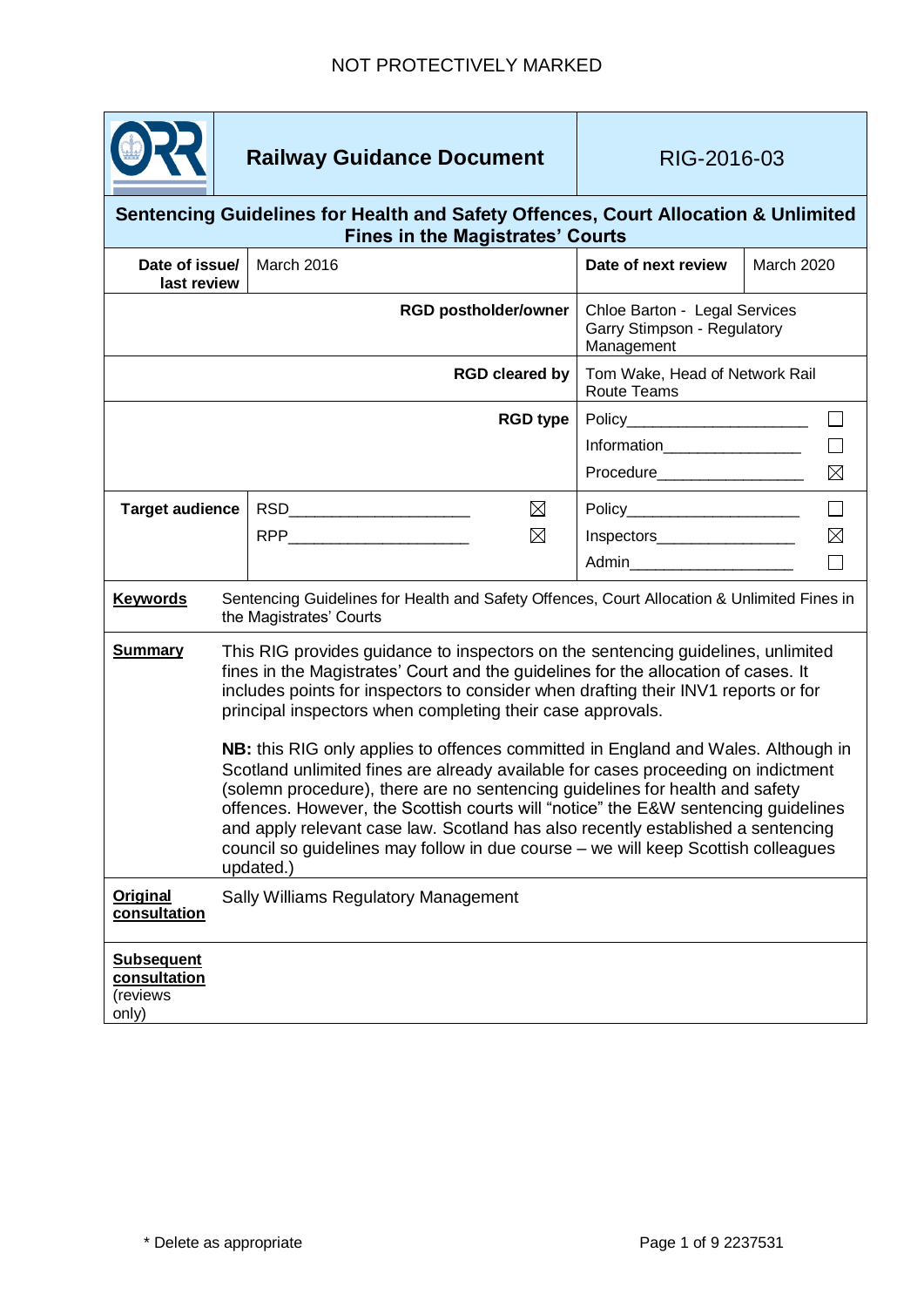NOT PROTECTIVELY MARKED

| | Railway Guidance Document | RIG-2016-03 | |
|---|---|---|---|
| **Sentencing Guidelines for Health and Safety Offences, Court Allocation & Unlimited Fines in the Magistrates' Courts** | | | |
| **Date of issue/ last review** | March 2016 | **Date of next review** | March 2020 |
| | **RGD postholder/owner** | Chloe Barton - Legal Services<br>Garry Stimpson - Regulatory Management | |
| | **RGD cleared by** | Tom Wake, Head of Network Rail Route Teams | |
| | **RGD type** | Policy ☐<br>Information ☐<br>Procedure ☒ | |
| **Target audience** | RSD ☒<br>RPP ☒ | Policy ☐<br>Inspectors ☒<br>Admin ☐ | |

**Keywords**

Sentencing Guidelines for Health and Safety Offences, Court Allocation & Unlimited Fines in the Magistrates' Courts

**Summary**

This RIG provides guidance to inspectors on the sentencing guidelines, unlimited fines in the Magistrates' Court and the guidelines for the allocation of cases. It includes points for inspectors to consider when drafting their INV1 reports or for principal inspectors when completing their case approvals.

**NB:** this RIG only applies to offences committed in England and Wales. Although in Scotland unlimited fines are already available for cases proceeding on indictment (solemn procedure), there are no sentencing guidelines for health and safety offences. However, the Scottish courts will "notice" the E&W sentencing guidelines and apply relevant case law. Scotland has also recently established a sentencing council so guidelines may follow in due course – we will keep Scottish colleagues updated.)

**Original consultation**

Sally Williams Regulatory Management

**Subsequent consultation** (reviews only)

\* Delete as appropriate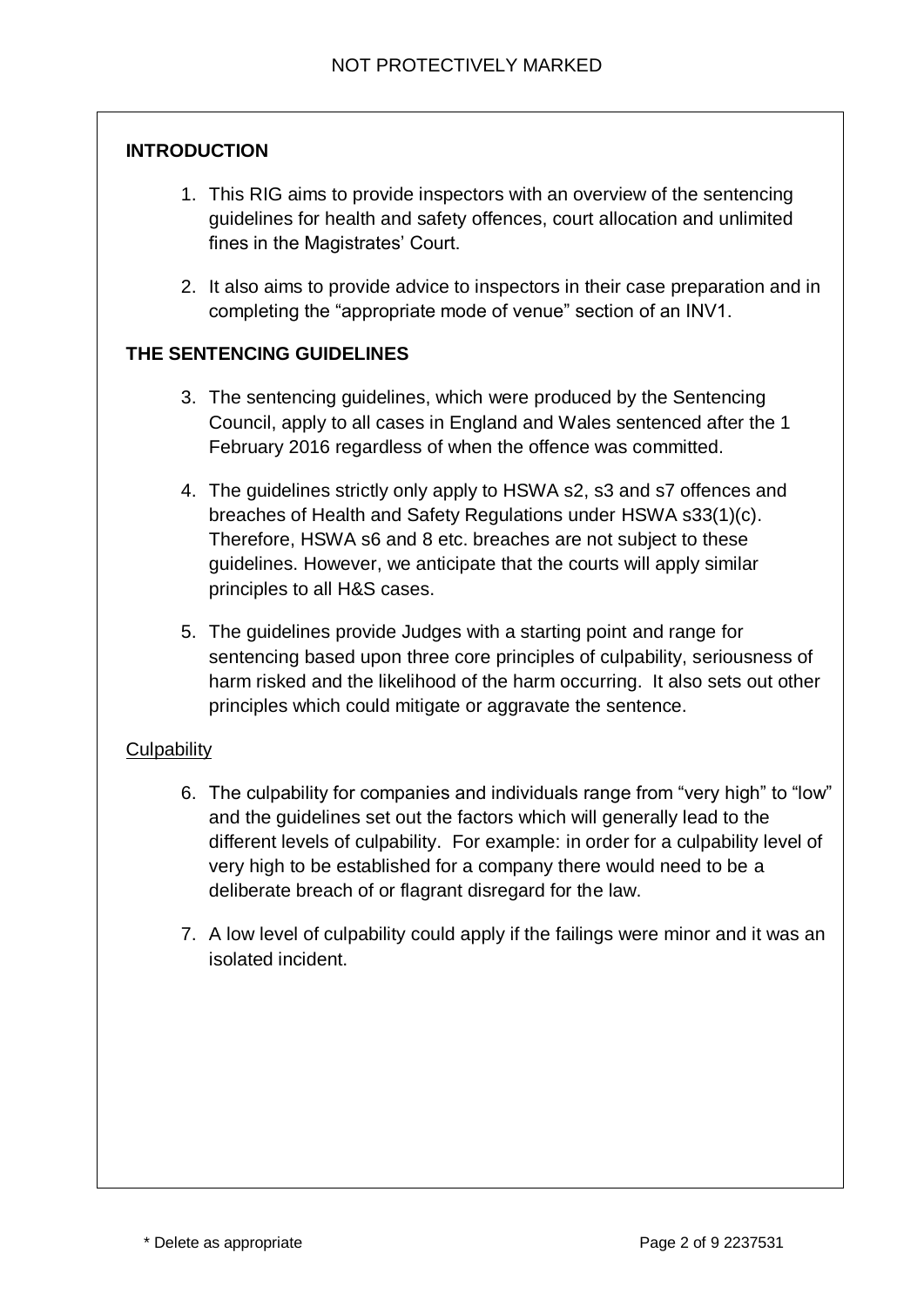**INTRODUCTION**

1. This RIG aims to provide inspectors with an overview of the sentencing guidelines for health and safety offences, court allocation and unlimited fines in the Magistrates' Court.

2. It also aims to provide advice to inspectors in their case preparation and in completing the "appropriate mode of venue" section of an INV1.

**THE SENTENCING GUIDELINES**

3. The sentencing guidelines, which were produced by the Sentencing Council, apply to all cases in England and Wales sentenced after the 1 February 2016 regardless of when the offence was committed.

4. The guidelines strictly only apply to HSWA s2, s3 and s7 offences and breaches of Health and Safety Regulations under HSWA s33(1)(c). Therefore, HSWA s6 and 8 etc. breaches are not subject to these guidelines. However, we anticipate that the courts will apply similar principles to all H&S cases.

5. The guidelines provide Judges with a starting point and range for sentencing based upon three core principles of culpability, seriousness of harm risked and the likelihood of the harm occurring. It also sets out other principles which could mitigate or aggravate the sentence.

<u>Culpability</u>

6. The culpability for companies and individuals range from "very high" to "low" and the guidelines set out the factors which will generally lead to the different levels of culpability. For example: in order for a culpability level of very high to be established for a company there would need to be a deliberate breach of or flagrant disregard for the law.

7. A low level of culpability could apply if the failings were minor and it was an isolated incident.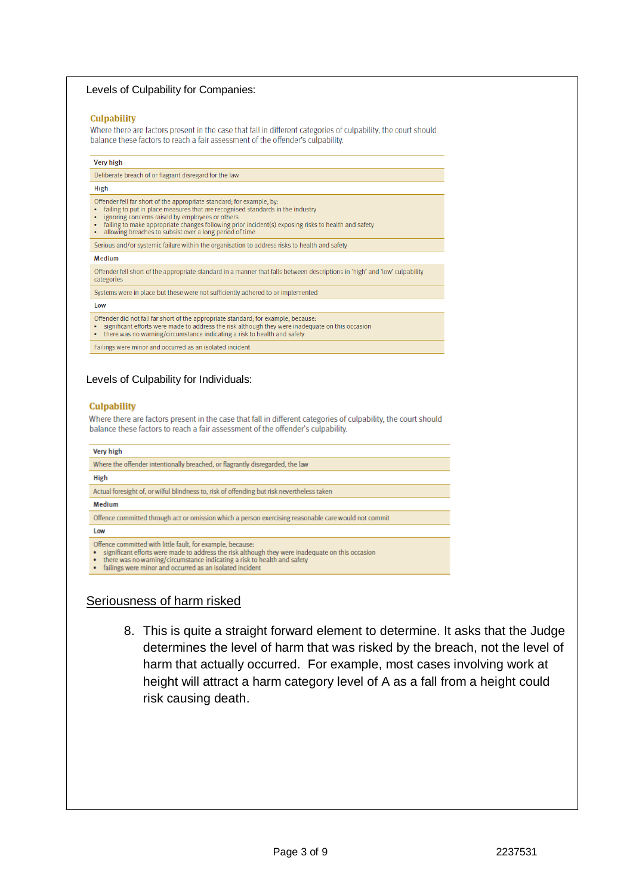Levels of Culpability for Companies:

**Culpability**

Where there are factors present in the case that fall in different categories of culpability, the court should balance these factors to reach a fair assessment of the offender's culpability.

| Very high |
|---|
| Deliberate breach of or flagrant disregard for the law |
| **High** |
| Offender fell far short of the appropriate standard; for example, by:<br>• failing to put in place measures that are recognised standards in the industry<br>• ignoring concerns raised by employees or others<br>• failing to make appropriate changes following prior incident(s) exposing risks to health and safety<br>• allowing breaches to subsist over a long period of time |
| Serious and/or systemic failure within the organisation to address risks to health and safety |
| **Medium** |
| Offender fell short of the appropriate standard in a manner that falls between descriptions in 'high' and 'low' culpability categories |
| Systems were in place but these were not sufficiently adhered to or implemented |
| **Low** |
| Offender did not fall far short of the appropriate standard; for example, because:<br>• significant efforts were made to address the risk although they were inadequate on this occasion<br>• there was no warning/circumstance indicating a risk to health and safety |
| Failings were minor and occurred as an isolated incident |

Levels of Culpability for Individuals:

**Culpability**

Where there are factors present in the case that fall in different categories of culpability, the court should balance these factors to reach a fair assessment of the offender's culpability.

| Very high |
|---|
| Where the offender intentionally breached, or flagrantly disregarded, the law |
| **High** |
| Actual foresight of, or wilful blindness to, risk of offending but risk nevertheless taken |
| **Medium** |
| Offence committed through act or omission which a person exercising reasonable care would not commit |
| **Low** |
| Offence committed with little fault, for example, because:<br>• significant efforts were made to address the risk although they were inadequate on this occasion<br>• there was no warning/circumstance indicating a risk to health and safety<br>• failings were minor and occurred as an isolated incident |

<u>Seriousness of harm risked</u>

8. This is quite a straight forward element to determine. It asks that the Judge determines the level of harm that was risked by the breach, not the level of harm that actually occurred. For example, most cases involving work at height will attract a harm category level of A as a fall from a height could risk causing death.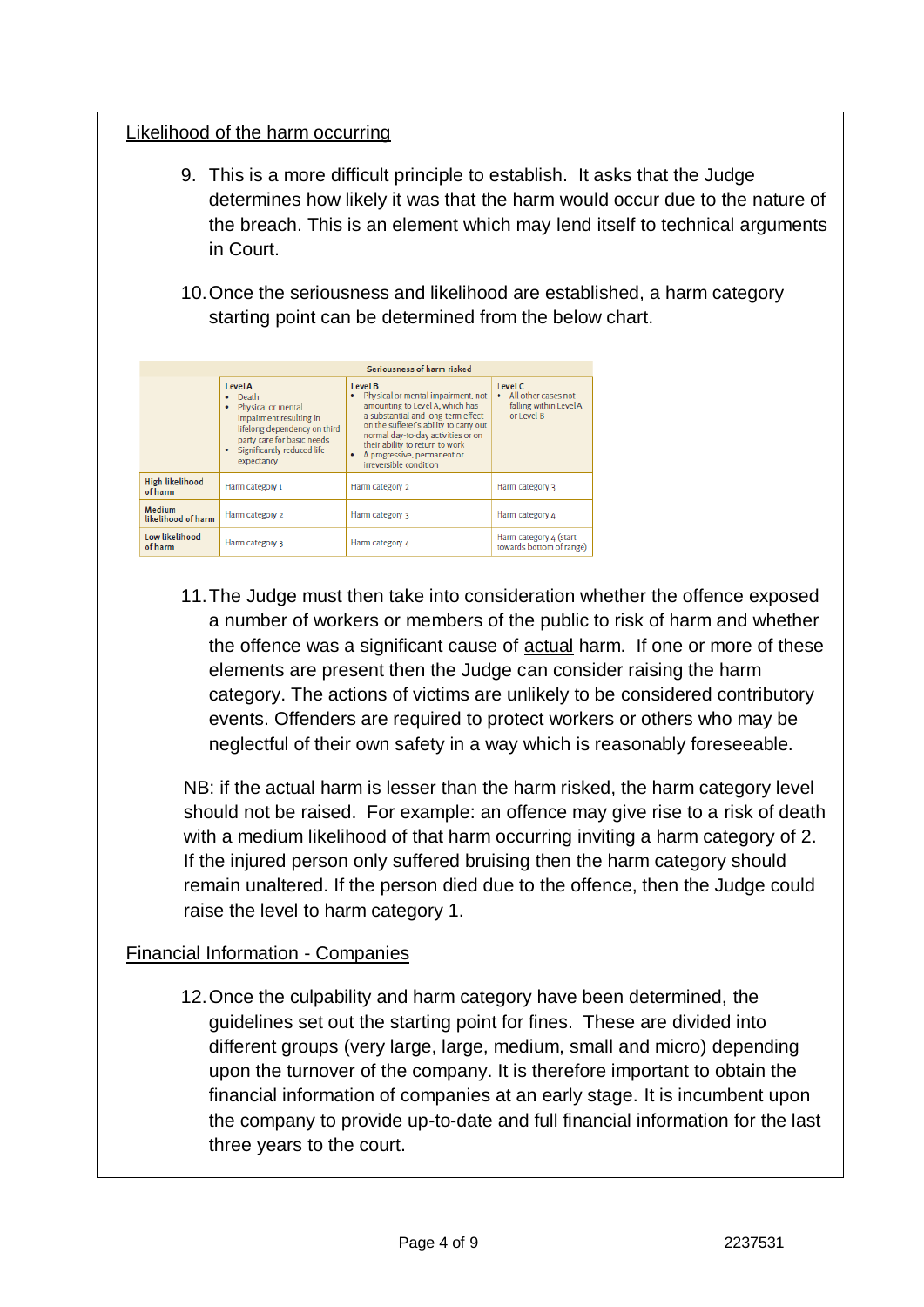Likelihood of the harm occurring

9. This is a more difficult principle to establish. It asks that the Judge determines how likely it was that the harm would occur due to the nature of the breach. This is an element which may lend itself to technical arguments in Court.

10. Once the seriousness and likelihood are established, a harm category starting point can be determined from the below chart.

| | Seriousness of harm risked | | |
|---|---|---|---|
| | **Level A**<br>• Death<br>• Physical or mental impairment resulting in lifelong dependency on third party care for basic needs<br>• Significantly reduced life expectancy | **Level B**<br>• Physical or mental impairment, not amounting to Level A, which has a substantial and long-term effect on the sufferer's ability to carry out normal day-to-day activities or on their ability to return to work<br>• A progressive, permanent or irreversible condition | **Level C**<br>• All other cases not falling within Level A or Level B |
| **High likelihood of harm** | Harm category 1 | Harm category 2 | Harm category 3 |
| **Medium likelihood of harm** | Harm category 2 | Harm category 3 | Harm category 4 |
| **Low likelihood of harm** | Harm category 3 | Harm category 4 | Harm category 4 (start towards bottom of range) |

11. The Judge must then take into consideration whether the offence exposed a number of workers or members of the public to risk of harm and whether the offence was a significant cause of actual harm. If one or more of these elements are present then the Judge can consider raising the harm category. The actions of victims are unlikely to be considered contributory events. Offenders are required to protect workers or others who may be neglectful of their own safety in a way which is reasonably foreseeable.

NB: if the actual harm is lesser than the harm risked, the harm category level should not be raised. For example: an offence may give rise to a risk of death with a medium likelihood of that harm occurring inviting a harm category of 2. If the injured person only suffered bruising then the harm category should remain unaltered. If the person died due to the offence, then the Judge could raise the level to harm category 1.

Financial Information - Companies

12. Once the culpability and harm category have been determined, the guidelines set out the starting point for fines. These are divided into different groups (very large, large, medium, small and micro) depending upon the turnover of the company. It is therefore important to obtain the financial information of companies at an early stage. It is incumbent upon the company to provide up-to-date and full financial information for the last three years to the court.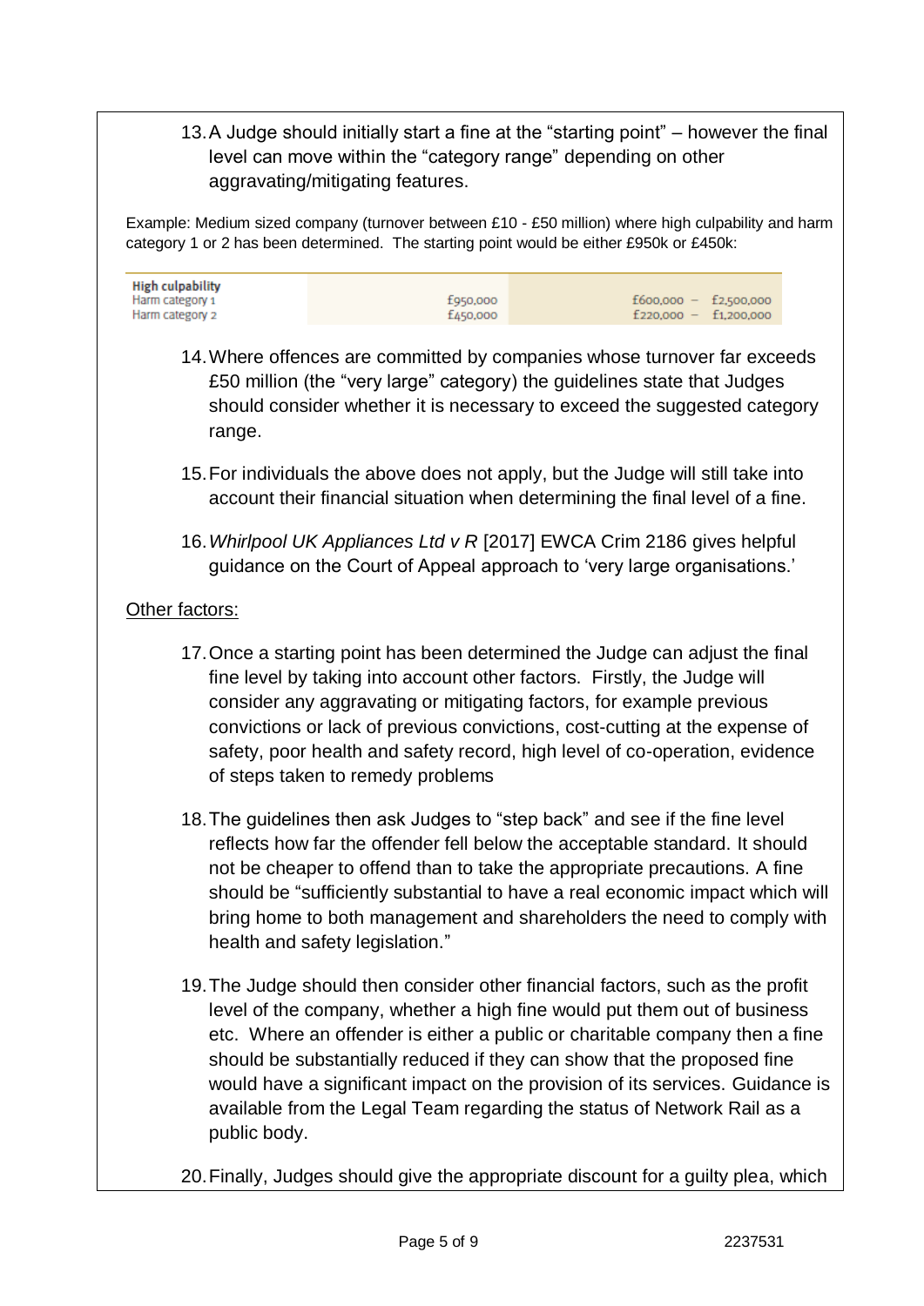13. A Judge should initially start a fine at the "starting point" – however the final level can move within the "category range" depending on other aggravating/mitigating features.

Example: Medium sized company (turnover between £10 - £50 million) where high culpability and harm category 1 or 2 has been determined. The starting point would be either £950k or £450k:

| High culpability | | |
|---|---|---|
| Harm category 1 | £950,000 | £600,000 – £2,500,000 |
| Harm category 2 | £450,000 | £220,000 – £1,200,000 |

14. Where offences are committed by companies whose turnover far exceeds £50 million (the "very large" category) the guidelines state that Judges should consider whether it is necessary to exceed the suggested category range.

15. For individuals the above does not apply, but the Judge will still take into account their financial situation when determining the final level of a fine.

16. *Whirlpool UK Appliances Ltd v R* [2017] EWCA Crim 2186 gives helpful guidance on the Court of Appeal approach to 'very large organisations.'

<u>Other factors:</u>

17. Once a starting point has been determined the Judge can adjust the final fine level by taking into account other factors. Firstly, the Judge will consider any aggravating or mitigating factors, for example previous convictions or lack of previous convictions, cost-cutting at the expense of safety, poor health and safety record, high level of co-operation, evidence of steps taken to remedy problems

18. The guidelines then ask Judges to "step back" and see if the fine level reflects how far the offender fell below the acceptable standard. It should not be cheaper to offend than to take the appropriate precautions. A fine should be "sufficiently substantial to have a real economic impact which will bring home to both management and shareholders the need to comply with health and safety legislation."

19. The Judge should then consider other financial factors, such as the profit level of the company, whether a high fine would put them out of business etc. Where an offender is either a public or charitable company then a fine should be substantially reduced if they can show that the proposed fine would have a significant impact on the provision of its services. Guidance is available from the Legal Team regarding the status of Network Rail as a public body.

20. Finally, Judges should give the appropriate discount for a guilty plea, which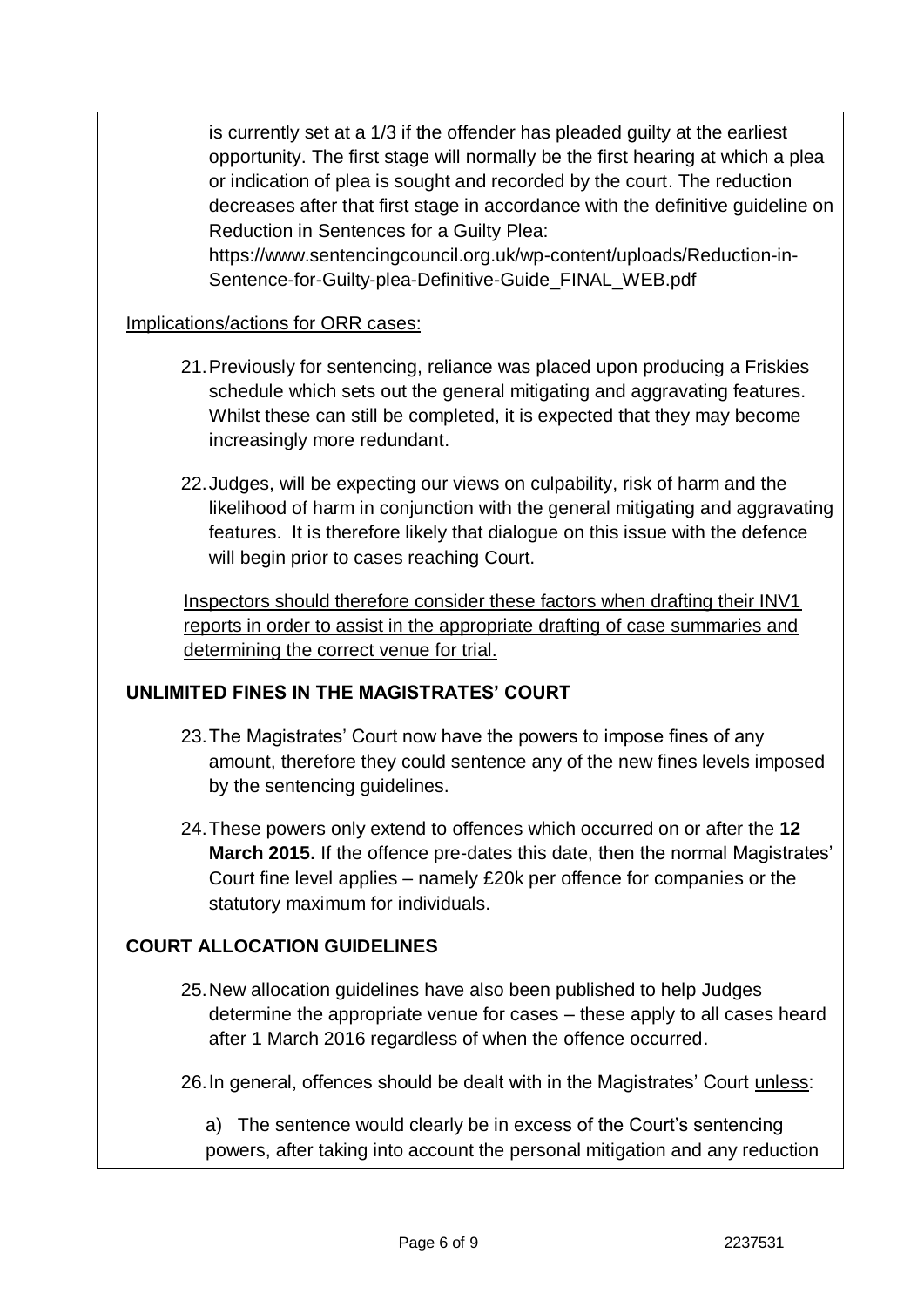is currently set at a 1/3 if the offender has pleaded guilty at the earliest opportunity. The first stage will normally be the first hearing at which a plea or indication of plea is sought and recorded by the court. The reduction decreases after that first stage in accordance with the definitive guideline on Reduction in Sentences for a Guilty Plea: https://www.sentencingcouncil.org.uk/wp-content/uploads/Reduction-in-Sentence-for-Guilty-plea-Definitive-Guide_FINAL_WEB.pdf

Implications/actions for ORR cases:

21. Previously for sentencing, reliance was placed upon producing a Friskies schedule which sets out the general mitigating and aggravating features. Whilst these can still be completed, it is expected that they may become increasingly more redundant.

22. Judges, will be expecting our views on culpability, risk of harm and the likelihood of harm in conjunction with the general mitigating and aggravating features. It is therefore likely that dialogue on this issue with the defence will begin prior to cases reaching Court.

Inspectors should therefore consider these factors when drafting their INV1 reports in order to assist in the appropriate drafting of case summaries and determining the correct venue for trial.

## UNLIMITED FINES IN THE MAGISTRATES' COURT

23. The Magistrates' Court now have the powers to impose fines of any amount, therefore they could sentence any of the new fines levels imposed by the sentencing guidelines.

24. These powers only extend to offences which occurred on or after the **12 March 2015.** If the offence pre-dates this date, then the normal Magistrates' Court fine level applies – namely £20k per offence for companies or the statutory maximum for individuals.

## COURT ALLOCATION GUIDELINES

25. New allocation guidelines have also been published to help Judges determine the appropriate venue for cases – these apply to all cases heard after 1 March 2016 regardless of when the offence occurred.

26. In general, offences should be dealt with in the Magistrates' Court unless:

a) The sentence would clearly be in excess of the Court's sentencing powers, after taking into account the personal mitigation and any reduction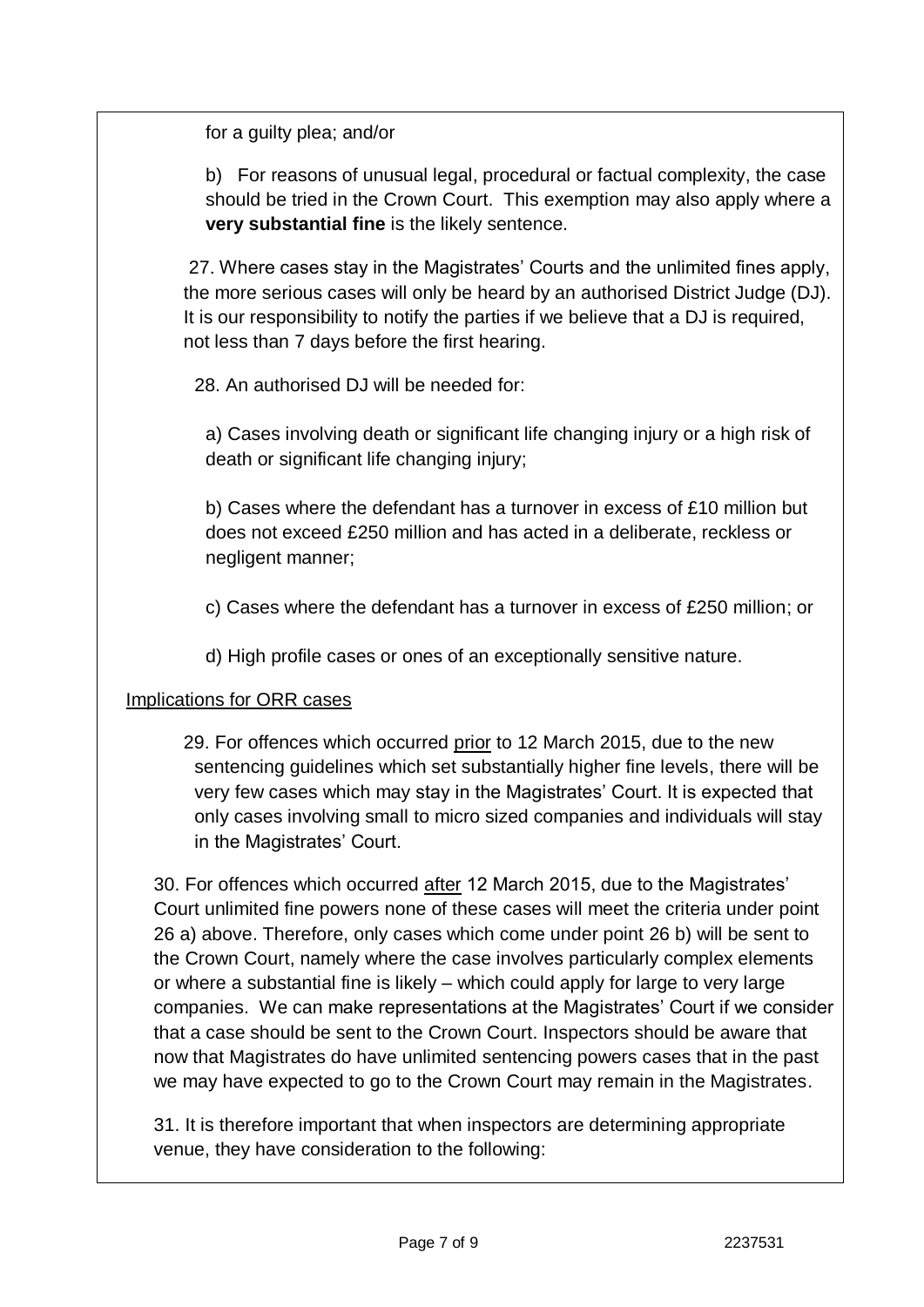for a guilty plea; and/or

b) For reasons of unusual legal, procedural or factual complexity, the case should be tried in the Crown Court. This exemption may also apply where a **very substantial fine** is the likely sentence.

27. Where cases stay in the Magistrates' Courts and the unlimited fines apply, the more serious cases will only be heard by an authorised District Judge (DJ). It is our responsibility to notify the parties if we believe that a DJ is required, not less than 7 days before the first hearing.

28. An authorised DJ will be needed for:

a) Cases involving death or significant life changing injury or a high risk of death or significant life changing injury;

b) Cases where the defendant has a turnover in excess of £10 million but does not exceed £250 million and has acted in a deliberate, reckless or negligent manner;

c) Cases where the defendant has a turnover in excess of £250 million; or

d) High profile cases or ones of an exceptionally sensitive nature.

Implications for ORR cases

29. For offences which occurred prior to 12 March 2015, due to the new sentencing guidelines which set substantially higher fine levels, there will be very few cases which may stay in the Magistrates' Court. It is expected that only cases involving small to micro sized companies and individuals will stay in the Magistrates' Court.

30. For offences which occurred after 12 March 2015, due to the Magistrates' Court unlimited fine powers none of these cases will meet the criteria under point 26 a) above. Therefore, only cases which come under point 26 b) will be sent to the Crown Court, namely where the case involves particularly complex elements or where a substantial fine is likely – which could apply for large to very large companies. We can make representations at the Magistrates' Court if we consider that a case should be sent to the Crown Court. Inspectors should be aware that now that Magistrates do have unlimited sentencing powers cases that in the past we may have expected to go to the Crown Court may remain in the Magistrates.

31. It is therefore important that when inspectors are determining appropriate venue, they have consideration to the following: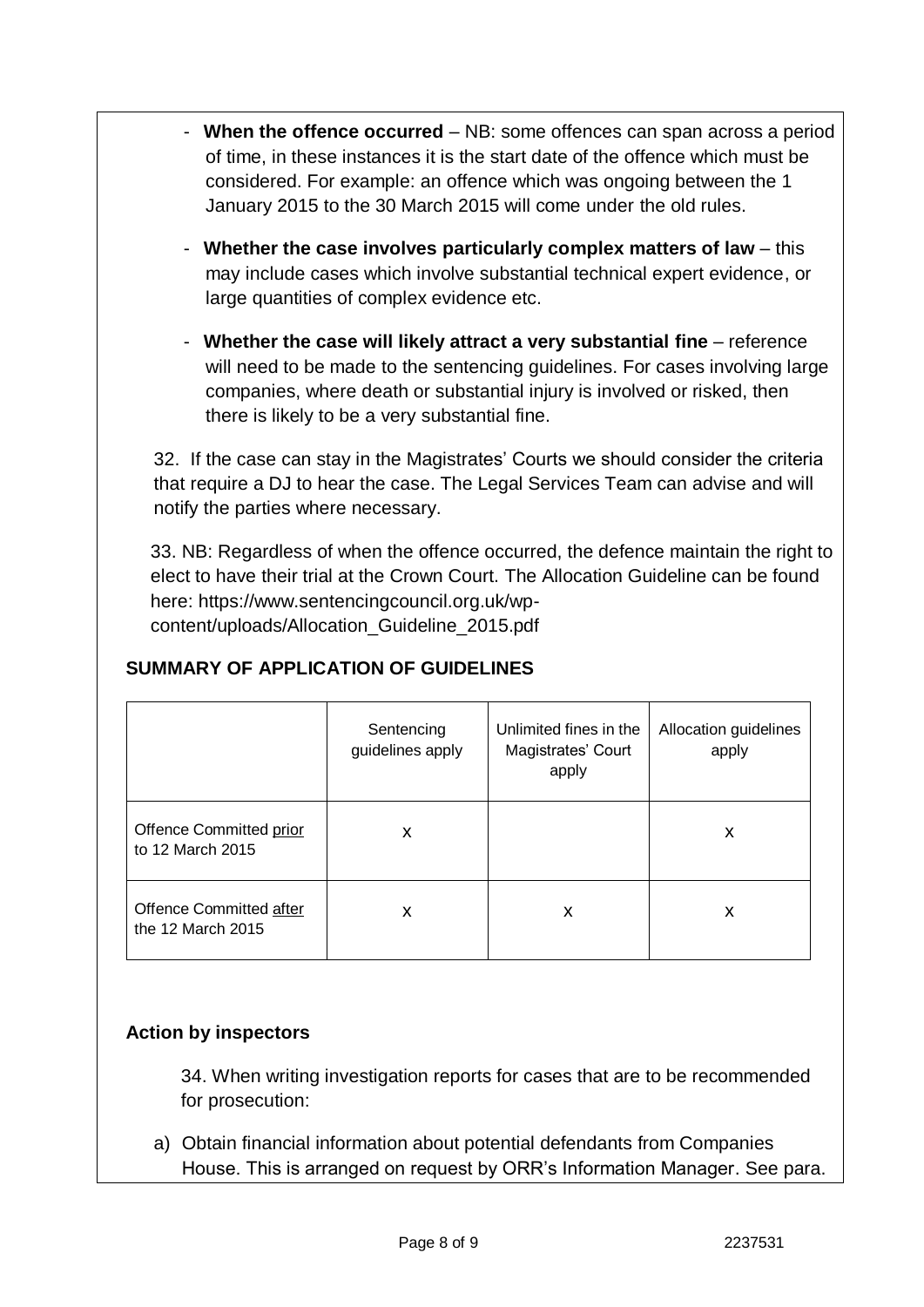- **When the offence occurred** – NB: some offences can span across a period of time, in these instances it is the start date of the offence which must be considered. For example: an offence which was ongoing between the 1 January 2015 to the 30 March 2015 will come under the old rules.

- **Whether the case involves particularly complex matters of law** – this may include cases which involve substantial technical expert evidence, or large quantities of complex evidence etc.

- **Whether the case will likely attract a very substantial fine** – reference will need to be made to the sentencing guidelines. For cases involving large companies, where death or substantial injury is involved or risked, then there is likely to be a very substantial fine.

32. If the case can stay in the Magistrates' Courts we should consider the criteria that require a DJ to hear the case. The Legal Services Team can advise and will notify the parties where necessary.

33. NB: Regardless of when the offence occurred, the defence maintain the right to elect to have their trial at the Crown Court. The Allocation Guideline can be found here: https://www.sentencingcouncil.org.uk/wp-content/uploads/Allocation_Guideline_2015.pdf

## SUMMARY OF APPLICATION OF GUIDELINES

| | Sentencing guidelines apply | Unlimited fines in the Magistrates' Court apply | Allocation guidelines apply |
|---|---|---|---|
| Offence Committed <u>prior</u> to 12 March 2015 | x | | x |
| Offence Committed <u>after</u> the 12 March 2015 | x | x | x |

### Action by inspectors

34. When writing investigation reports for cases that are to be recommended for prosecution:

a) Obtain financial information about potential defendants from Companies House. This is arranged on request by ORR's Information Manager. See para.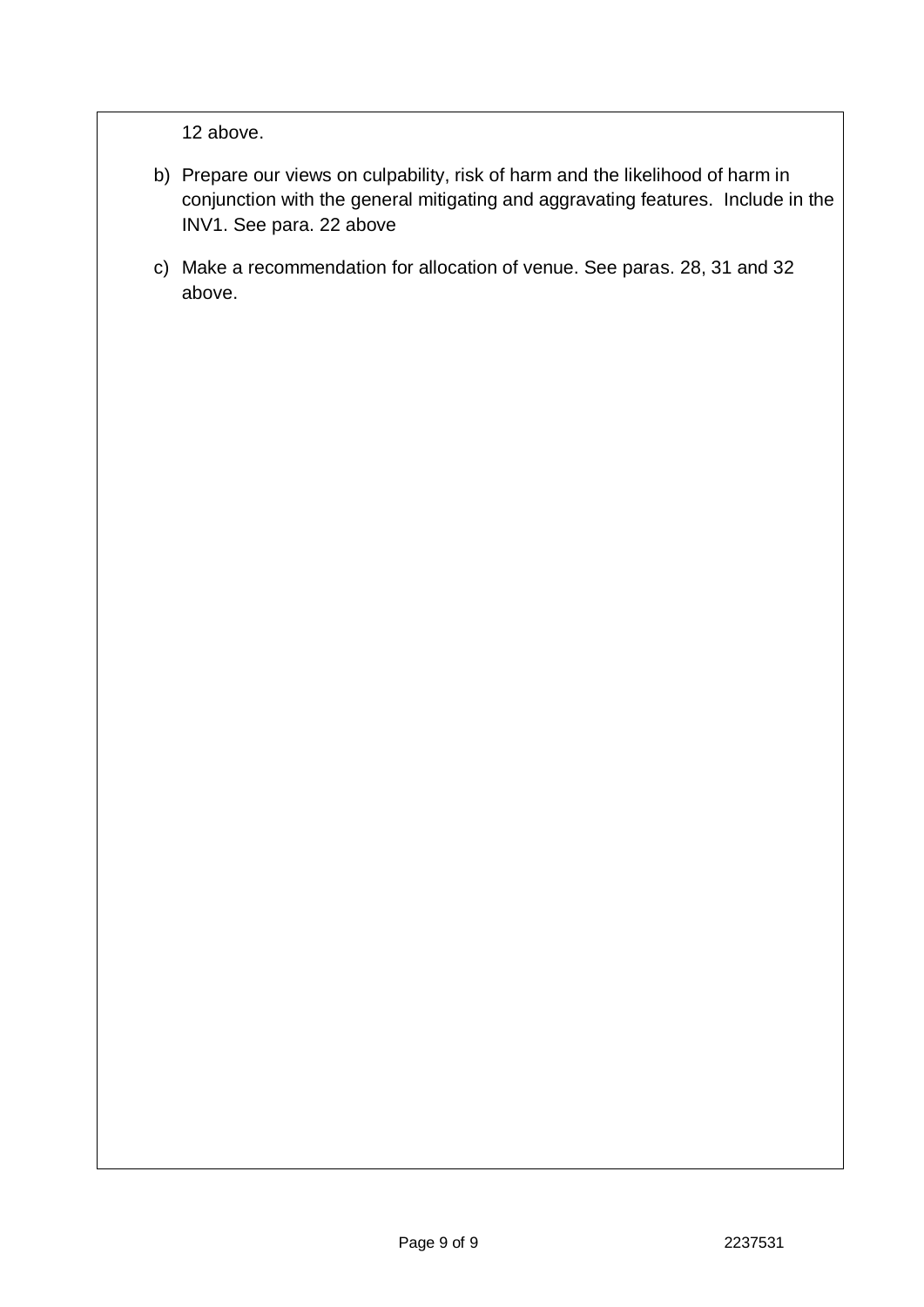12 above.

b) Prepare our views on culpability, risk of harm and the likelihood of harm in conjunction with the general mitigating and aggravating features. Include in the INV1. See para. 22 above

c) Make a recommendation for allocation of venue. See paras. 28, 31 and 32 above.